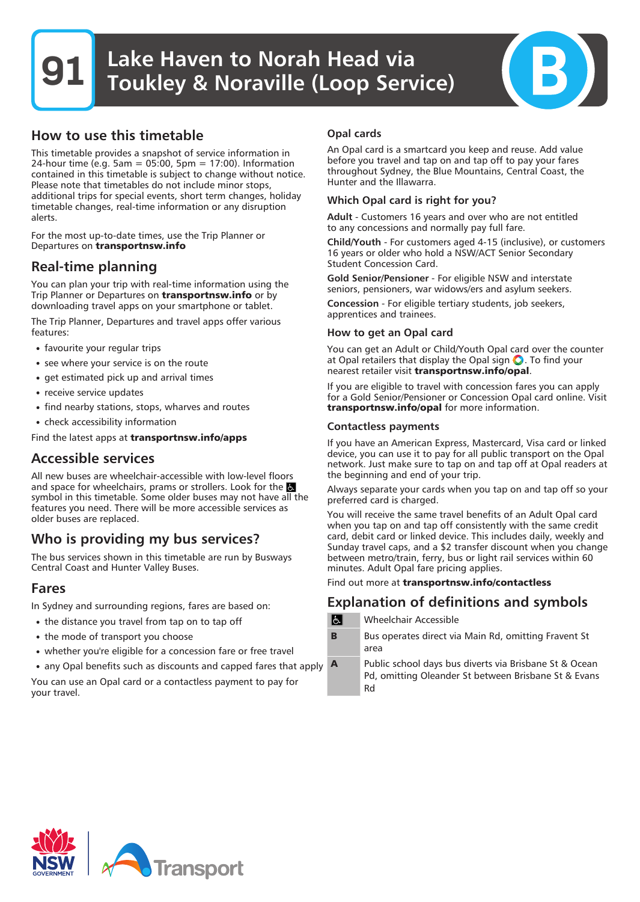# 91 Lake Haven to Norah Head via Toukley & Noraville (Loop Service)

B

## How to use this timetable

This timetable provides a snapshot of service information in 24-hour time (e.g. 5am = 05:00, 5pm = 17:00). Information contained in this timetable is subject to change without notice. Please note that timetables do not include minor stops, additional trips for special events, short term changes, holiday timetable changes, real-time information or any disruption alerts.

For the most up-to-date times, use the Trip Planner or Departures on **transportnsw.info**

## Real-time planning

You can plan your trip with real-time information using the Trip Planner or Departures on **transportnsw.info** or by downloading travel apps on your smartphone or tablet.

The Trip Planner, Departures and travel apps offer various features:

- favourite your regular trips
- see where your service is on the route
- get estimated pick up and arrival times
- receive service updates
- find nearby stations, stops, wharves and routes
- check accessibility information

Find the latest apps at **transportnsw.info/apps**

## Accessible services

All new buses are wheelchair-accessible with low-level floors and space for wheelchairs, prams or strollers. Look for the ♿ symbol in this timetable. Some older buses may not have all the features you need. There will be more accessible services as older buses are replaced.

## Who is providing my bus services?

The bus services shown in this timetable are run by Busways Central Coast and Hunter Valley Buses.

## Fares

In Sydney and surrounding regions, fares are based on:

- the distance you travel from tap on to tap off
- the mode of transport you choose
- whether you're eligible for a concession fare or free travel
- any Opal benefits such as discounts and capped fares that apply

You can use an Opal card or a contactless payment to pay for your travel.

### Opal cards

An Opal card is a smartcard you keep and reuse. Add value before you travel and tap on and tap off to pay your fares throughout Sydney, the Blue Mountains, Central Coast, the Hunter and the Illawarra.

### Which Opal card is right for you?

**Adult** - Customers 16 years and over who are not entitled to any concessions and normally pay full fare.

**Child/Youth** - For customers aged 4-15 (inclusive), or customers 16 years or older who hold a NSW/ACT Senior Secondary Student Concession Card.

**Gold Senior/Pensioner** - For eligible NSW and interstate seniors, pensioners, war widows/ers and asylum seekers.

**Concession** - For eligible tertiary students, job seekers, apprentices and trainees.

### How to get an Opal card

You can get an Adult or Child/Youth Opal card over the counter at Opal retailers that display the Opal sign. To find your nearest retailer visit **transportnsw.info/opal**.

If you are eligible to travel with concession fares you can apply for a Gold Senior/Pensioner or Concession Opal card online. Visit **transportnsw.info/opal** for more information.

### Contactless payments

If you have an American Express, Mastercard, Visa card or linked device, you can use it to pay for all public transport on the Opal network. Just make sure to tap on and tap off at Opal readers at the beginning and end of your trip.

Always separate your cards when you tap on and tap off so your preferred card is charged.

You will receive the same travel benefits of an Adult Opal card when you tap on and tap off consistently with the same credit card, debit card or linked device. This includes daily, weekly and Sunday travel caps, and a $2 transfer discount when you change between metro/train, ferry, bus or light rail services within 60 minutes. Adult Opal fare pricing applies.

Find out more at **transportnsw.info/contactless**

## Explanation of definitions and symbols

| Symbol | Definition |
|---|---|
| ♿ | Wheelchair Accessible |
| **B** | Bus operates direct via Main Rd, omitting Fravent St area |
| **A** | Public school days bus diverts via Brisbane St & Ocean Pd, omitting Oleander St between Brisbane St & Evans Rd |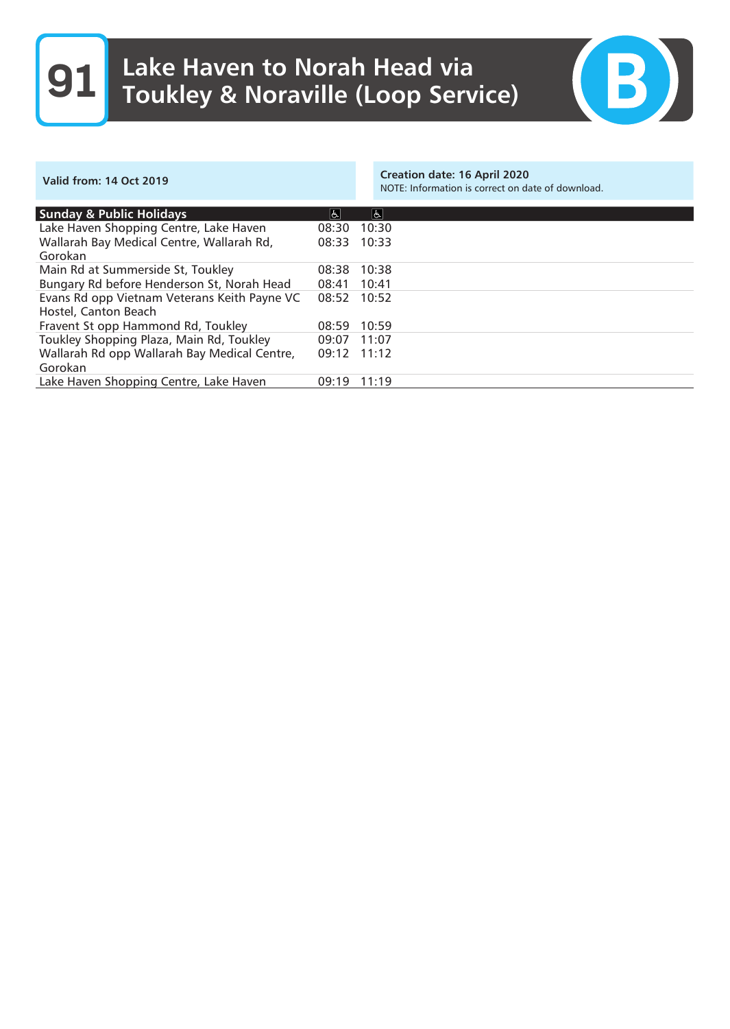# 91 Lake Haven to Norah Head via Toukley & Noraville (Loop Service)

B

**Valid from: 14 Oct 2019**

**Creation date: 16 April 2020**
NOTE: Information is correct on date of download.

| Sunday & Public Holidays | ♿ | ♿ |
|---|---|---|
| Lake Haven Shopping Centre, Lake Haven | 08:30 | 10:30 |
| Wallarah Bay Medical Centre, Wallarah Rd, Gorokan | 08:33 | 10:33 |
| Main Rd at Summerside St, Toukley | 08:38 | 10:38 |
| Bungary Rd before Henderson St, Norah Head | 08:41 | 10:41 |
| Evans Rd opp Vietnam Veterans Keith Payne VC Hostel, Canton Beach | 08:52 | 10:52 |
| Fravent St opp Hammond Rd, Toukley | 08:59 | 10:59 |
| Toukley Shopping Plaza, Main Rd, Toukley | 09:07 | 11:07 |
| Wallarah Rd opp Wallarah Bay Medical Centre, Gorokan | 09:12 | 11:12 |
| Lake Haven Shopping Centre, Lake Haven | 09:19 | 11:19 |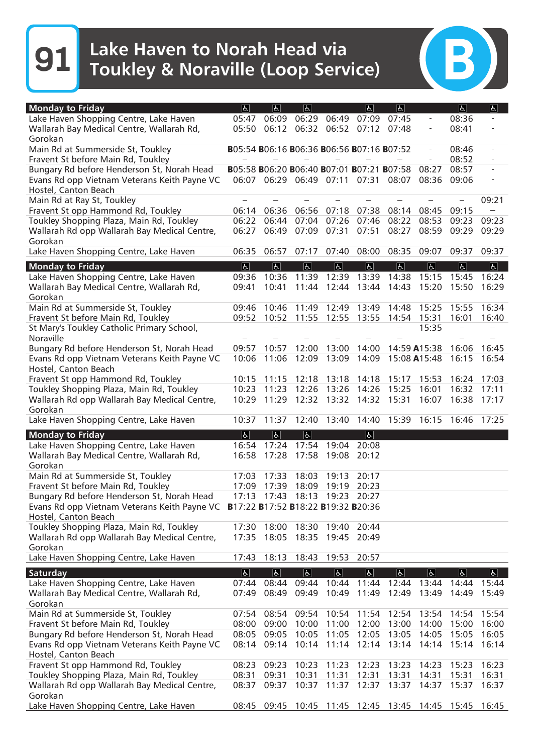# 91 Lake Haven to Norah Head via Toukley & Noraville (Loop Service)

B

| Monday to Friday | ♿ | ♿ | ♿ | | ♿ | ♿ | | ♿ | ♿ |
|---|---|---|---|---|---|---|---|---|---|
| Lake Haven Shopping Centre, Lake Haven | 05:47 | 06:09 | 06:29 | 06:49 | 07:09 | 07:45 | - | 08:36 | - |
| Wallarah Bay Medical Centre, Wallarah Rd, Gorokan | 05:50 | 06:12 | 06:32 | 06:52 | 07:12 | 07:48 | - | 08:41 | - |
| Main Rd at Summerside St, Toukley | B05:54 | B06:16 | B06:36 | B06:56 | B07:16 | B07:52 | - | 08:46 | - |
| Fravent St before Main Rd, Toukley | – | – | – | – | – | – | - | 08:52 | - |
| Bungary Rd before Henderson St, Norah Head | B05:58 | B06:20 | B06:40 | B07:01 | B07:21 | B07:58 | 08:27 | 08:57 | - |
| Evans Rd opp Vietnam Veterans Keith Payne VC Hostel, Canton Beach | 06:07 | 06:29 | 06:49 | 07:11 | 07:31 | 08:07 | 08:36 | 09:06 | - |
| Main Rd at Ray St, Toukley | – | – | – | – | – | – | – | – | 09:21 |
| Fravent St opp Hammond Rd, Toukley | 06:14 | 06:36 | 06:56 | 07:18 | 07:38 | 08:14 | 08:45 | 09:15 | – |
| Toukley Shopping Plaza, Main Rd, Toukley | 06:22 | 06:44 | 07:04 | 07:26 | 07:46 | 08:22 | 08:53 | 09:23 | 09:23 |
| Wallarah Rd opp Wallarah Bay Medical Centre, Gorokan | 06:27 | 06:49 | 07:09 | 07:31 | 07:51 | 08:27 | 08:59 | 09:29 | 09:29 |
| Lake Haven Shopping Centre, Lake Haven | 06:35 | 06:57 | 07:17 | 07:40 | 08:00 | 08:35 | 09:07 | 09:37 | 09:37 |

| Monday to Friday | ♿ | ♿ | ♿ | ♿ | ♿ | ♿ | ♿ | ♿ | ♿ |
|---|---|---|---|---|---|---|---|---|---|
| Lake Haven Shopping Centre, Lake Haven | 09:36 | 10:36 | 11:39 | 12:39 | 13:39 | 14:38 | 15:15 | 15:45 | 16:24 |
| Wallarah Bay Medical Centre, Wallarah Rd, Gorokan | 09:41 | 10:41 | 11:44 | 12:44 | 13:44 | 14:43 | 15:20 | 15:50 | 16:29 |
| Main Rd at Summerside St, Toukley | 09:46 | 10:46 | 11:49 | 12:49 | 13:49 | 14:48 | 15:25 | 15:55 | 16:34 |
| Fravent St before Main Rd, Toukley | 09:52 | 10:52 | 11:55 | 12:55 | 13:55 | 14:54 | 15:31 | 16:01 | 16:40 |
| St Mary's Toukley Catholic Primary School, Noraville | – | – | – | – | – | – | 15:35 | – | – |
| Bungary Rd before Henderson St, Norah Head | 09:57 | 10:57 | 12:00 | 13:00 | 14:00 | 14:59 | A15:38 | 16:06 | 16:45 |
| Evans Rd opp Vietnam Veterans Keith Payne VC Hostel, Canton Beach | 10:06 | 11:06 | 12:09 | 13:09 | 14:09 | 15:08 | A15:48 | 16:15 | 16:54 |
| Fravent St opp Hammond Rd, Toukley | 10:15 | 11:15 | 12:18 | 13:18 | 14:18 | 15:17 | 15:53 | 16:24 | 17:03 |
| Toukley Shopping Plaza, Main Rd, Toukley | 10:23 | 11:23 | 12:26 | 13:26 | 14:26 | 15:25 | 16:01 | 16:32 | 17:11 |
| Wallarah Rd opp Wallarah Bay Medical Centre, Gorokan | 10:29 | 11:29 | 12:32 | 13:32 | 14:32 | 15:31 | 16:07 | 16:38 | 17:17 |
| Lake Haven Shopping Centre, Lake Haven | 10:37 | 11:37 | 12:40 | 13:40 | 14:40 | 15:39 | 16:15 | 16:46 | 17:25 |

| Monday to Friday | ♿ | ♿ | ♿ | | ♿ |
|---|---|---|---|---|---|
| Lake Haven Shopping Centre, Lake Haven | 16:54 | 17:24 | 17:54 | 19:04 | 20:08 |
| Wallarah Bay Medical Centre, Wallarah Rd, Gorokan | 16:58 | 17:28 | 17:58 | 19:08 | 20:12 |
| Main Rd at Summerside St, Toukley | 17:03 | 17:33 | 18:03 | 19:13 | 20:17 |
| Fravent St before Main Rd, Toukley | 17:09 | 17:39 | 18:09 | 19:19 | 20:23 |
| Bungary Rd before Henderson St, Norah Head | 17:13 | 17:43 | 18:13 | 19:23 | 20:27 |
| Evans Rd opp Vietnam Veterans Keith Payne VC Hostel, Canton Beach | B17:22 | B17:52 | B18:22 | B19:32 | B20:36 |
| Toukley Shopping Plaza, Main Rd, Toukley | 17:30 | 18:00 | 18:30 | 19:40 | 20:44 |
| Wallarah Rd opp Wallarah Bay Medical Centre, Gorokan | 17:35 | 18:05 | 18:35 | 19:45 | 20:49 |
| Lake Haven Shopping Centre, Lake Haven | 17:43 | 18:13 | 18:43 | 19:53 | 20:57 |

| Saturday | ♿ | ♿ | ♿ | ♿ | ♿ | ♿ | ♿ | ♿ | ♿ |
|---|---|---|---|---|---|---|---|---|---|
| Lake Haven Shopping Centre, Lake Haven | 07:44 | 08:44 | 09:44 | 10:44 | 11:44 | 12:44 | 13:44 | 14:44 | 15:44 |
| Wallarah Bay Medical Centre, Wallarah Rd, Gorokan | 07:49 | 08:49 | 09:49 | 10:49 | 11:49 | 12:49 | 13:49 | 14:49 | 15:49 |
| Main Rd at Summerside St, Toukley | 07:54 | 08:54 | 09:54 | 10:54 | 11:54 | 12:54 | 13:54 | 14:54 | 15:54 |
| Fravent St before Main Rd, Toukley | 08:00 | 09:00 | 10:00 | 11:00 | 12:00 | 13:00 | 14:00 | 15:00 | 16:00 |
| Bungary Rd before Henderson St, Norah Head | 08:05 | 09:05 | 10:05 | 11:05 | 12:05 | 13:05 | 14:05 | 15:05 | 16:05 |
| Evans Rd opp Vietnam Veterans Keith Payne VC Hostel, Canton Beach | 08:14 | 09:14 | 10:14 | 11:14 | 12:14 | 13:14 | 14:14 | 15:14 | 16:14 |
| Fravent St opp Hammond Rd, Toukley | 08:23 | 09:23 | 10:23 | 11:23 | 12:23 | 13:23 | 14:23 | 15:23 | 16:23 |
| Toukley Shopping Plaza, Main Rd, Toukley | 08:31 | 09:31 | 10:31 | 11:31 | 12:31 | 13:31 | 14:31 | 15:31 | 16:31 |
| Wallarah Rd opp Wallarah Bay Medical Centre, Gorokan | 08:37 | 09:37 | 10:37 | 11:37 | 12:37 | 13:37 | 14:37 | 15:37 | 16:37 |
| Lake Haven Shopping Centre, Lake Haven | 08:45 | 09:45 | 10:45 | 11:45 | 12:45 | 13:45 | 14:45 | 15:45 | 16:45 |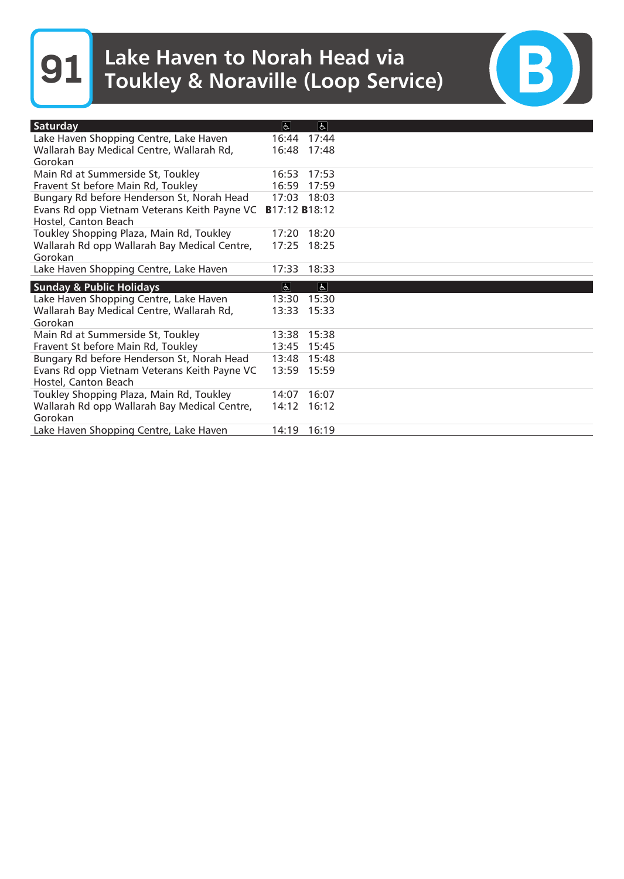# 91 Lake Haven to Norah Head via Toukley & Noraville (Loop Service)

B

| Saturday | ♿ | ♿ |
|---|---|---|
| Lake Haven Shopping Centre, Lake Haven | 16:44 | 17:44 |
| Wallarah Bay Medical Centre, Wallarah Rd, Gorokan | 16:48 | 17:48 |
| Main Rd at Summerside St, Toukley | 16:53 | 17:53 |
| Fravent St before Main Rd, Toukley | 16:59 | 17:59 |
| Bungary Rd before Henderson St, Norah Head | 17:03 | 18:03 |
| Evans Rd opp Vietnam Veterans Keith Payne VC Hostel, Canton Beach | **B**17:12 | **B**18:12 |
| Toukley Shopping Plaza, Main Rd, Toukley | 17:20 | 18:20 |
| Wallarah Rd opp Wallarah Bay Medical Centre, Gorokan | 17:25 | 18:25 |
| Lake Haven Shopping Centre, Lake Haven | 17:33 | 18:33 |

| Sunday & Public Holidays | ♿ | ♿ |
|---|---|---|
| Lake Haven Shopping Centre, Lake Haven | 13:30 | 15:30 |
| Wallarah Bay Medical Centre, Wallarah Rd, Gorokan | 13:33 | 15:33 |
| Main Rd at Summerside St, Toukley | 13:38 | 15:38 |
| Fravent St before Main Rd, Toukley | 13:45 | 15:45 |
| Bungary Rd before Henderson St, Norah Head | 13:48 | 15:48 |
| Evans Rd opp Vietnam Veterans Keith Payne VC Hostel, Canton Beach | 13:59 | 15:59 |
| Toukley Shopping Plaza, Main Rd, Toukley | 14:07 | 16:07 |
| Wallarah Rd opp Wallarah Bay Medical Centre, Gorokan | 14:12 | 16:12 |
| Lake Haven Shopping Centre, Lake Haven | 14:19 | 16:19 |